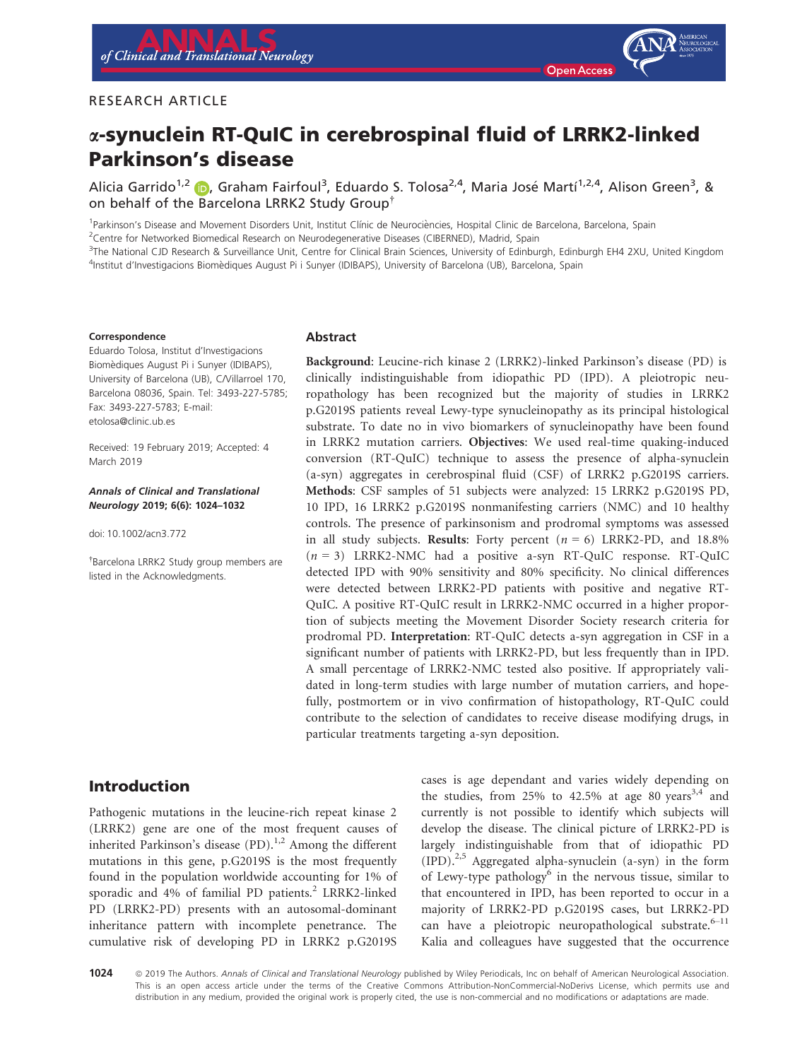RESEARCH ARTICLE

# α-synuclein RT-QuIC in cerebrospinal fluid of LRRK2-linked Parkinson's disease

Alicia Garrido[1,2], Graham Fairfoul[3], Eduardo S. Tolosa[2,4], Maria José Martí[1,2,4], Alison Green[3], & on behalf of the Barcelona LRRK2 Study Group[†]

[1]Parkinson's Disease and Movement Disorders Unit, Institut Clínic de Neurociències, Hospital Clinic de Barcelona, Barcelona, Spain
[2]Centre for Networked Biomedical Research on Neurodegenerative Diseases (CIBERNED), Madrid, Spain
[3]The National CJD Research & Surveillance Unit, Centre for Clinical Brain Sciences, University of Edinburgh, Edinburgh EH4 2XU, United Kingdom
[4]Institut d'Investigacions Biomèdiques August Pi i Sunyer (IDIBAPS), University of Barcelona (UB), Barcelona, Spain

**Correspondence**
Eduardo Tolosa, Institut d'Investigacions Biomèdiques August Pi i Sunyer (IDIBAPS), University of Barcelona (UB), C/Villarroel 170, Barcelona 08036, Spain. Tel: 3493-227-5785; Fax: 3493-227-5783; E-mail: etolosa@clinic.ub.es

Received: 19 February 2019; Accepted: 4 March 2019

***Annals of Clinical and Translational Neurology* 2019; 6(6): 1024–1032**

doi: 10.1002/acn3.772

[†]Barcelona LRRK2 Study group members are listed in the Acknowledgments.

## Abstract

**Background**: Leucine-rich kinase 2 (LRRK2)-linked Parkinson's disease (PD) is clinically indistinguishable from idiopathic PD (IPD). A pleiotropic neuropathology has been recognized but the majority of studies in LRRK2 p.G2019S patients reveal Lewy-type synucleinopathy as its principal histological substrate. To date no in vivo biomarkers of synucleinopathy have been found in LRRK2 mutation carriers. **Objectives**: We used real-time quaking-induced conversion (RT-QuIC) technique to assess the presence of alpha-synuclein (a-syn) aggregates in cerebrospinal fluid (CSF) of LRRK2 p.G2019S carriers. **Methods**: CSF samples of 51 subjects were analyzed: 15 LRRK2 p.G2019S PD, 10 IPD, 16 LRRK2 p.G2019S nonmanifesting carriers (NMC) and 10 healthy controls. The presence of parkinsonism and prodromal symptoms was assessed in all study subjects. **Results**: Forty percent ($n = 6$) LRRK2-PD, and 18.8% ($n = 3$) LRRK2-NMC had a positive a-syn RT-QuIC response. RT-QuIC detected IPD with 90% sensitivity and 80% specificity. No clinical differences were detected between LRRK2-PD patients with positive and negative RT-QuIC. A positive RT-QuIC result in LRRK2-NMC occurred in a higher proportion of subjects meeting the Movement Disorder Society research criteria for prodromal PD. **Interpretation**: RT-QuIC detects a-syn aggregation in CSF in a significant number of patients with LRRK2-PD, but less frequently than in IPD. A small percentage of LRRK2-NMC tested also positive. If appropriately validated in long-term studies with large number of mutation carriers, and hopefully, postmortem or in vivo confirmation of histopathology, RT-QuIC could contribute to the selection of candidates to receive disease modifying drugs, in particular treatments targeting a-syn deposition.

## Introduction

Pathogenic mutations in the leucine-rich repeat kinase 2 (LRRK2) gene are one of the most frequent causes of inherited Parkinson's disease (PD).[1,2] Among the different mutations in this gene, p.G2019S is the most frequently found in the population worldwide accounting for 1% of sporadic and 4% of familial PD patients.[2] LRRK2-linked PD (LRRK2-PD) presents with an autosomal-dominant inheritance pattern with incomplete penetrance. The cumulative risk of developing PD in LRRK2 p.G2019S cases is age dependant and varies widely depending on the studies, from 25% to 42.5% at age 80 years[3,4] and currently is not possible to identify which subjects will develop the disease. The clinical picture of LRRK2-PD is largely indistinguishable from that of idiopathic PD (IPD).[2,5] Aggregated alpha-synuclein (a-syn) in the form of Lewy-type pathology[6] in the nervous tissue, similar to that encountered in IPD, has been reported to occur in a majority of LRRK2-PD p.G2019S cases, but LRRK2-PD can have a pleiotropic neuropathological substrate.[6–11] Kalia and colleagues have suggested that the occurrence

© 2019 The Authors. *Annals of Clinical and Translational Neurology* published by Wiley Periodicals, Inc on behalf of American Neurological Association. This is an open access article under the terms of the Creative Commons Attribution-NonCommercial-NoDerivs License, which permits use and distribution in any medium, provided the original work is properly cited, the use is non-commercial and no modifications or adaptations are made.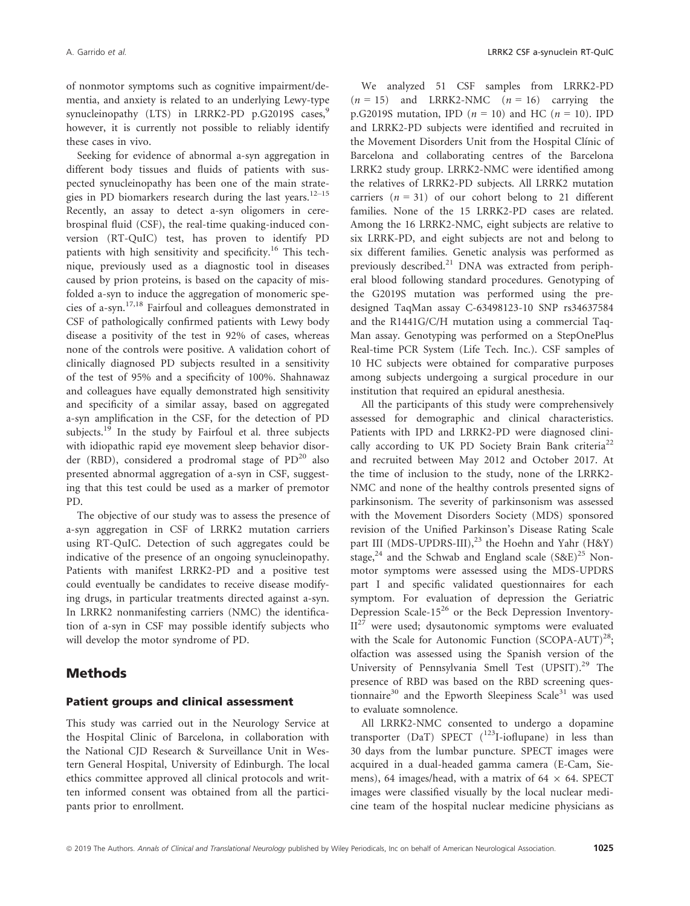of nonmotor symptoms such as cognitive impairment/dementia, and anxiety is related to an underlying Lewy-type synucleinopathy (LTS) in LRRK2-PD p.G2019S cases,[9] however, it is currently not possible to reliably identify these cases in vivo.

Seeking for evidence of abnormal a-syn aggregation in different body tissues and fluids of patients with suspected synucleinopathy has been one of the main strategies in PD biomarkers research during the last years.[12–15] Recently, an assay to detect a-syn oligomers in cerebrospinal fluid (CSF), the real-time quaking-induced conversion (RT-QuIC) test, has proven to identify PD patients with high sensitivity and specificity.[16] This technique, previously used as a diagnostic tool in diseases caused by prion proteins, is based on the capacity of misfolded a-syn to induce the aggregation of monomeric species of a-syn.[17,18] Fairfoul and colleagues demonstrated in CSF of pathologically confirmed patients with Lewy body disease a positivity of the test in 92% of cases, whereas none of the controls were positive. A validation cohort of clinically diagnosed PD subjects resulted in a sensitivity of the test of 95% and a specificity of 100%. Shahnawaz and colleagues have equally demonstrated high sensitivity and specificity of a similar assay, based on aggregated a-syn amplification in the CSF, for the detection of PD subjects.[19] In the study by Fairfoul et al. three subjects with idiopathic rapid eye movement sleep behavior disorder (RBD), considered a prodromal stage of PD[20] also presented abnormal aggregation of a-syn in CSF, suggesting that this test could be used as a marker of premotor PD.

The objective of our study was to assess the presence of a-syn aggregation in CSF of LRRK2 mutation carriers using RT-QuIC. Detection of such aggregates could be indicative of the presence of an ongoing synucleinopathy. Patients with manifest LRRK2-PD and a positive test could eventually be candidates to receive disease modifying drugs, in particular treatments directed against a-syn. In LRRK2 nonmanifesting carriers (NMC) the identification of a-syn in CSF may possible identify subjects who will develop the motor syndrome of PD.

## Methods

### Patient groups and clinical assessment

This study was carried out in the Neurology Service at the Hospital Clinic of Barcelona, in collaboration with the National CJD Research & Surveillance Unit in Western General Hospital, University of Edinburgh. The local ethics committee approved all clinical protocols and written informed consent was obtained from all the participants prior to enrollment.

We analyzed 51 CSF samples from LRRK2-PD ($n = 15$) and LRRK2-NMC ($n = 16$) carrying the p.G2019S mutation, IPD ($n = 10$) and HC ($n = 10$). IPD and LRRK2-PD subjects were identified and recruited in the Movement Disorders Unit from the Hospital Clínic of Barcelona and collaborating centres of the Barcelona LRRK2 study group. LRRK2-NMC were identified among the relatives of LRRK2-PD subjects. All LRRK2 mutation carriers ($n = 31$) of our cohort belong to 21 different families. None of the 15 LRRK2-PD cases are related. Among the 16 LRRK2-NMC, eight subjects are relative to six LRRK-PD, and eight subjects are not and belong to six different families. Genetic analysis was performed as previously described.[21] DNA was extracted from peripheral blood following standard procedures. Genotyping of the G2019S mutation was performed using the predesigned TaqMan assay C-63498123-10 SNP rs34637584 and the R1441G/C/H mutation using a commercial TaqMan assay. Genotyping was performed on a StepOnePlus Real-time PCR System (Life Tech. Inc.). CSF samples of 10 HC subjects were obtained for comparative purposes among subjects undergoing a surgical procedure in our institution that required an epidural anesthesia.

All the participants of this study were comprehensively assessed for demographic and clinical characteristics. Patients with IPD and LRRK2-PD were diagnosed clinically according to UK PD Society Brain Bank criteria[22] and recruited between May 2012 and October 2017. At the time of inclusion to the study, none of the LRRK2-NMC and none of the healthy controls presented signs of parkinsonism. The severity of parkinsonism was assessed with the Movement Disorders Society (MDS) sponsored revision of the Unified Parkinson's Disease Rating Scale part III (MDS-UPDRS-III),[23] the Hoehn and Yahr (H&Y) stage,[24] and the Schwab and England scale (S&E)[25] Nonmotor symptoms were assessed using the MDS-UPDRS part I and specific validated questionnaires for each symptom. For evaluation of depression the Geriatric Depression Scale-15[26] or the Beck Depression Inventory-II[27] were used; dysautonomic symptoms were evaluated with the Scale for Autonomic Function (SCOPA-AUT)[28]; olfaction was assessed using the Spanish version of the University of Pennsylvania Smell Test (UPSIT).[29] The presence of RBD was based on the RBD screening questionnaire[30] and the Epworth Sleepiness Scale[31] was used to evaluate somnolence.

All LRRK2-NMC consented to undergo a dopamine transporter (DaT) SPECT ($^{123}$I-ioflupane) in less than 30 days from the lumbar puncture. SPECT images were acquired in a dual-headed gamma camera (E-Cam, Siemens), 64 images/head, with a matrix of $64 \times 64$. SPECT images were classified visually by the local nuclear medicine team of the hospital nuclear medicine physicians as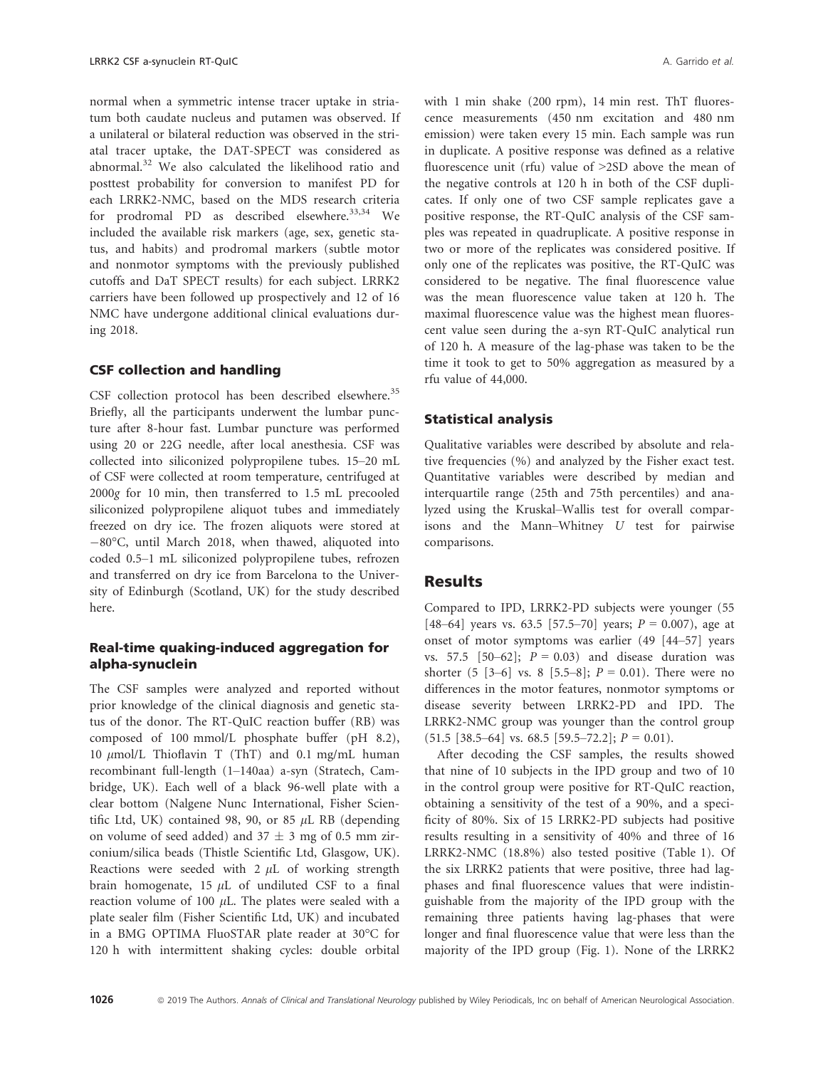normal when a symmetric intense tracer uptake in striatum both caudate nucleus and putamen was observed. If a unilateral or bilateral reduction was observed in the striatal tracer uptake, the DAT-SPECT was considered as abnormal.[32] We also calculated the likelihood ratio and posttest probability for conversion to manifest PD for each LRRK2-NMC, based on the MDS research criteria for prodromal PD as described elsewhere.[33,34] We included the available risk markers (age, sex, genetic status, and habits) and prodromal markers (subtle motor and nonmotor symptoms with the previously published cutoffs and DaT SPECT results) for each subject. LRRK2 carriers have been followed up prospectively and 12 of 16 NMC have undergone additional clinical evaluations during 2018.

### CSF collection and handling

CSF collection protocol has been described elsewhere.[35] Briefly, all the participants underwent the lumbar puncture after 8-hour fast. Lumbar puncture was performed using 20 or 22G needle, after local anesthesia. CSF was collected into siliconized polypropilene tubes. 15–20 mL of CSF were collected at room temperature, centrifuged at 2000*g* for 10 min, then transferred to 1.5 mL precooled siliconized polypropilene aliquot tubes and immediately freezed on dry ice. The frozen aliquots were stored at −80°C, until March 2018, when thawed, aliquoted into coded 0.5–1 mL siliconized polypropilene tubes, refrozen and transferred on dry ice from Barcelona to the University of Edinburgh (Scotland, UK) for the study described here.

### Real-time quaking-induced aggregation for alpha-synuclein

The CSF samples were analyzed and reported without prior knowledge of the clinical diagnosis and genetic status of the donor. The RT-QuIC reaction buffer (RB) was composed of 100 mmol/L phosphate buffer (pH 8.2), 10 $\mu$mol/L Thioflavin T (ThT) and 0.1 mg/mL human recombinant full-length (1–140aa) a-syn (Stratech, Cambridge, UK). Each well of a black 96-well plate with a clear bottom (Nalgene Nunc International, Fisher Scientific Ltd, UK) contained 98, 90, or 85 $\mu$L RB (depending on volume of seed added) and 37 $\pm$ 3 mg of 0.5 mm zirconium/silica beads (Thistle Scientific Ltd, Glasgow, UK). Reactions were seeded with 2 $\mu$L of working strength brain homogenate, 15 $\mu$L of undiluted CSF to a final reaction volume of 100 $\mu$L. The plates were sealed with a plate sealer film (Fisher Scientific Ltd, UK) and incubated in a BMG OPTIMA FluoSTAR plate reader at 30°C for 120 h with intermittent shaking cycles: double orbital with 1 min shake (200 rpm), 14 min rest. ThT fluorescence measurements (450 nm excitation and 480 nm emission) were taken every 15 min. Each sample was run in duplicate. A positive response was defined as a relative fluorescence unit (rfu) value of >2SD above the mean of the negative controls at 120 h in both of the CSF duplicates. If only one of two CSF sample replicates gave a positive response, the RT-QuIC analysis of the CSF samples was repeated in quadruplicate. A positive response in two or more of the replicates was considered positive. If only one of the replicates was positive, the RT-QuIC was considered to be negative. The final fluorescence value was the mean fluorescence value taken at 120 h. The maximal fluorescence value was the highest mean fluorescent value seen during the a-syn RT-QuIC analytical run of 120 h. A measure of the lag-phase was taken to be the time it took to get to 50% aggregation as measured by a rfu value of 44,000.

### Statistical analysis

Qualitative variables were described by absolute and relative frequencies (%) and analyzed by the Fisher exact test. Quantitative variables were described by median and interquartile range (25th and 75th percentiles) and analyzed using the Kruskal–Wallis test for overall comparisons and the Mann–Whitney *U* test for pairwise comparisons.

## Results

Compared to IPD, LRRK2-PD subjects were younger (55 [48–64] years vs. 63.5 [57.5–70] years; $P = 0.007$), age at onset of motor symptoms was earlier (49 [44–57] years vs. 57.5 [50–62]; $P = 0.03$) and disease duration was shorter (5 [3–6] vs. 8 [5.5–8]; $P = 0.01$). There were no differences in the motor features, nonmotor symptoms or disease severity between LRRK2-PD and IPD. The LRRK2-NMC group was younger than the control group (51.5 [38.5–64] vs. 68.5 [59.5–72.2]; $P = 0.01$).

After decoding the CSF samples, the results showed that nine of 10 subjects in the IPD group and two of 10 in the control group were positive for RT-QuIC reaction, obtaining a sensitivity of the test of a 90%, and a specificity of 80%. Six of 15 LRRK2-PD subjects had positive results resulting in a sensitivity of 40% and three of 16 LRRK2-NMC (18.8%) also tested positive (Table 1). Of the six LRRK2 patients that were positive, three had lag-phases and final fluorescence values that were indistinguishable from the majority of the IPD group with the remaining three patients having lag-phases that were longer and final fluorescence value that were less than the majority of the IPD group (Fig. 1). None of the LRRK2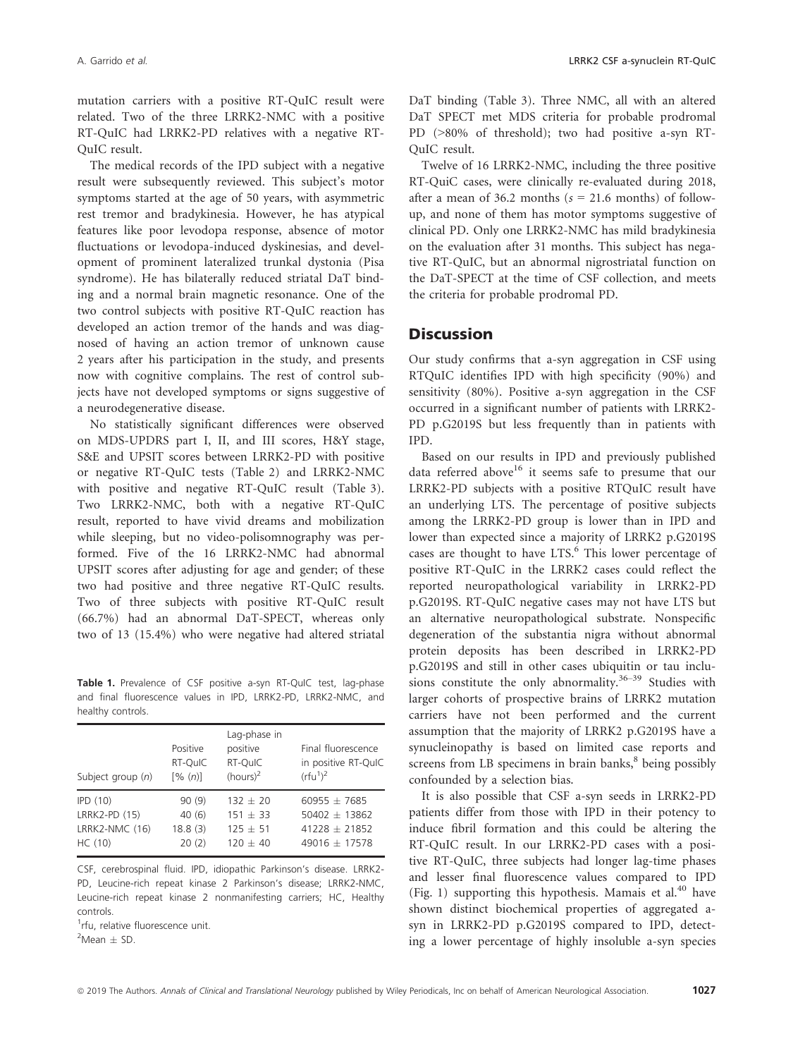mutation carriers with a positive RT-QuIC result were related. Two of the three LRRK2-NMC with a positive RT-QuIC had LRRK2-PD relatives with a negative RT-QuIC result.

The medical records of the IPD subject with a negative result were subsequently reviewed. This subject's motor symptoms started at the age of 50 years, with asymmetric rest tremor and bradykinesia. However, he has atypical features like poor levodopa response, absence of motor fluctuations or levodopa-induced dyskinesias, and development of prominent lateralized trunkal dystonia (Pisa syndrome). He has bilaterally reduced striatal DaT binding and a normal brain magnetic resonance. One of the two control subjects with positive RT-QuIC reaction has developed an action tremor of the hands and was diagnosed of having an action tremor of unknown cause 2 years after his participation in the study, and presents now with cognitive complains. The rest of control subjects have not developed symptoms or signs suggestive of a neurodegenerative disease.

No statistically significant differences were observed on MDS-UPDRS part I, II, and III scores, H&Y stage, S&E and UPSIT scores between LRRK2-PD with positive or negative RT-QuIC tests (Table 2) and LRRK2-NMC with positive and negative RT-QuIC result (Table 3). Two LRRK2-NMC, both with a negative RT-QuIC result, reported to have vivid dreams and mobilization while sleeping, but no video-polisomnography was performed. Five of the 16 LRRK2-NMC had abnormal UPSIT scores after adjusting for age and gender; of these two had positive and three negative RT-QuIC results. Two of three subjects with positive RT-QuIC result (66.7%) had an abnormal DaT-SPECT, whereas only two of 13 (15.4%) who were negative had altered striatal DaT binding (Table 3). Three NMC, all with an altered DaT SPECT met MDS criteria for probable prodromal PD (>80% of threshold); two had positive a-syn RT-QuIC result.

Twelve of 16 LRRK2-NMC, including the three positive RT-QuIC cases, were clinically re-evaluated during 2018, after a mean of 36.2 months ($s$ = 21.6 months) of follow-up, and none of them has motor symptoms suggestive of clinical PD. Only one LRRK2-NMC has mild bradykinesia on the evaluation after 31 months. This subject has negative RT-QuIC, but an abnormal nigrostriatal function on the DaT-SPECT at the time of CSF collection, and meets the criteria for probable prodromal PD.

**Table 1.** Prevalence of CSF positive a-syn RT-QuIC test, lag-phase and final fluorescence values in IPD, LRRK2-PD, LRRK2-NMC, and healthy controls.

| Subject group ($n$) | Positive RT-QuIC [% ($n$)] | Lag-phase in positive RT-QuIC (hours)[2] | Final fluorescence in positive RT-QuIC (rfu[1])[2] |
|---|---|---|---|
| IPD (10) | 90 (9) | 132 ± 20 | 60955 ± 7685 |
| LRRK2-PD (15) | 40 (6) | 151 ± 33 | 50402 ± 13862 |
| LRRK2-NMC (16) | 18.8 (3) | 125 ± 51 | 41228 ± 21852 |
| HC (10) | 20 (2) | 120 ± 40 | 49016 ± 17578 |

CSF, cerebrospinal fluid. IPD, idiopathic Parkinson's disease. LRRK2-PD, Leucine-rich repeat kinase 2 Parkinson's disease; LRRK2-NMC, Leucine-rich repeat kinase 2 nonmanifesting carriers; HC, Healthy controls.

[1]rfu, relative fluorescence unit.

[2]Mean ± SD.

## Discussion

Our study confirms that a-syn aggregation in CSF using RTQuIC identifies IPD with high specificity (90%) and sensitivity (80%). Positive a-syn aggregation in the CSF occurred in a significant number of patients with LRRK2-PD p.G2019S but less frequently than in patients with IPD.

Based on our results in IPD and previously published data referred above[16] it seems safe to presume that our LRRK2-PD subjects with a positive RTQuIC result have an underlying LTS. The percentage of positive subjects among the LRRK2-PD group is lower than in IPD and lower than expected since a majority of LRRK2 p.G2019S cases are thought to have LTS.[6] This lower percentage of positive RT-QuIC in the LRRK2 cases could reflect the reported neuropathological variability in LRRK2-PD p.G2019S. RT-QuIC negative cases may not have LTS but an alternative neuropathological substrate. Nonspecific degeneration of the substantia nigra without abnormal protein deposits has been described in LRRK2-PD p.G2019S and still in other cases ubiquitin or tau inclusions constitute the only abnormality.[36–39] Studies with larger cohorts of prospective brains of LRRK2 mutation carriers have not been performed and the current assumption that the majority of LRRK2 p.G2019S have a synucleinopathy is based on limited case reports and screens from LB specimens in brain banks,[8] being possibly confounded by a selection bias.

It is also possible that CSF a-syn seeds in LRRK2-PD patients differ from those with IPD in their potency to induce fibril formation and this could be altering the RT-QuIC result. In our LRRK2-PD cases with a positive RT-QuIC, three subjects had longer lag-time phases and lesser final fluorescence values compared to IPD (Fig. 1) supporting this hypothesis. Mamais et al.[40] have shown distinct biochemical properties of aggregated a-syn in LRRK2-PD p.G2019S compared to IPD, detecting a lower percentage of highly insoluble a-syn species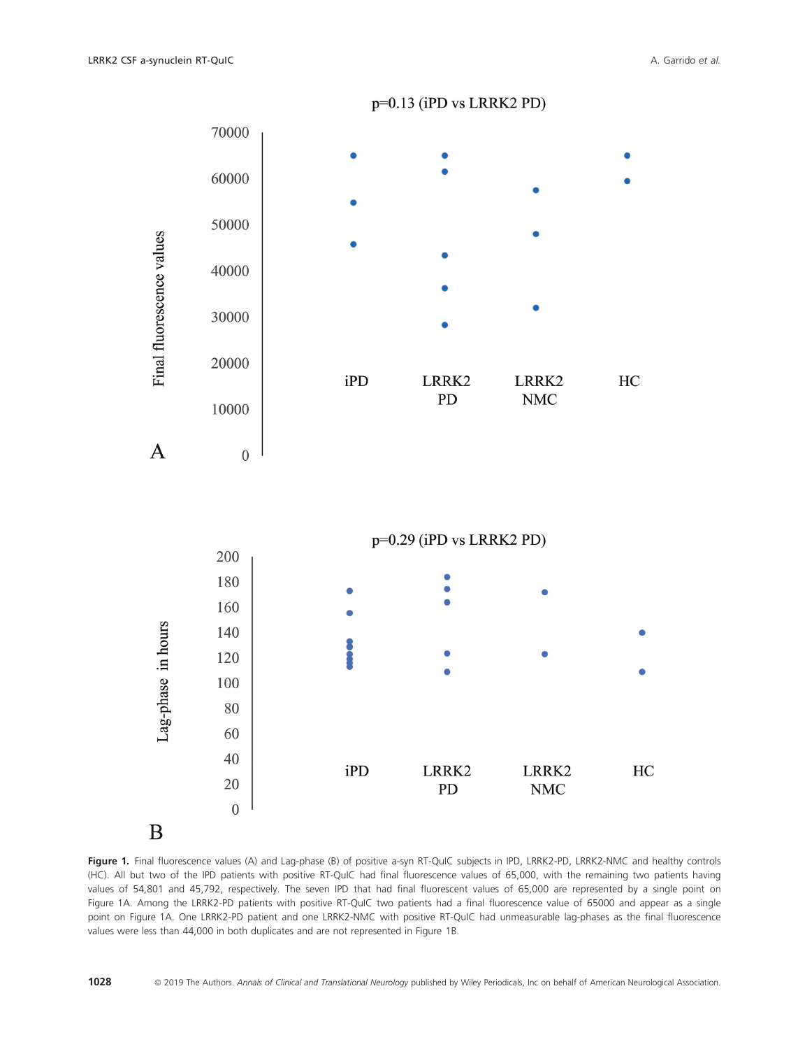**Figure 1.** Final fluorescence values (A) and Lag-phase (B) of positive a-syn RT-QuIC subjects in IPD, LRRK2-PD, LRRK2-NMC and healthy controls (HC). All but two of the IPD patients with positive RT-QuIC had final fluorescence values of 65,000, with the remaining two patients having values of 54,801 and 45,792, respectively. The seven IPD that had final fluorescent values of 65,000 are represented by a single point on Figure 1A. Among the LRRK2-PD patients with positive RT-QuIC two patients had a final fluorescence value of 65000 and appear as a single point on Figure 1A. One LRRK2-PD patient and one LRRK2-NMC with positive RT-QuIC had unmeasurable lag-phases as the final fluorescence values were less than 44,000 in both duplicates and are not represented in Figure 1B.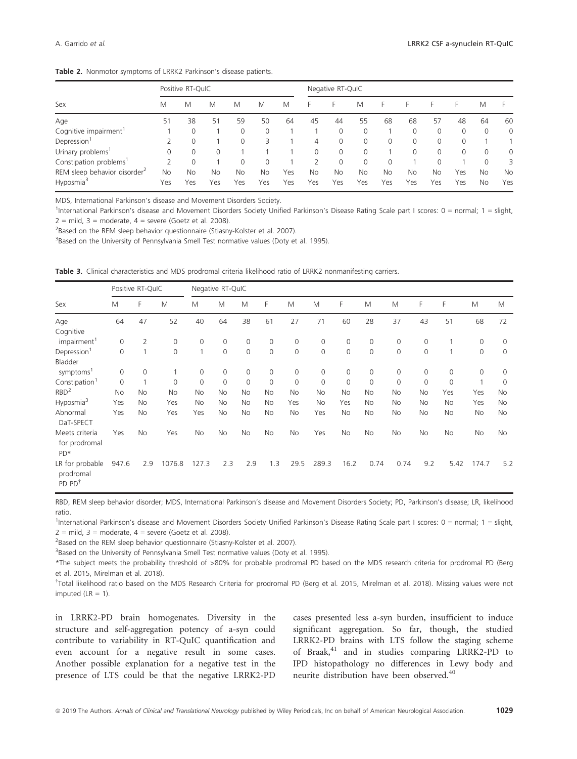**Table 2.** Nonmotor symptoms of LRRK2 Parkinson's disease patients.

| Sex | Positive RT-QuIC | | | | | | Negative RT-QuIC | | | | | | | | |
|---|---|---|---|---|---|---|---|---|---|---|---|---|---|---|---|
| | M | M | M | M | M | M | F | F | M | F | F | F | F | M | F |
| Age | 51 | 38 | 51 | 59 | 50 | 64 | 45 | 44 | 55 | 68 | 68 | 57 | 48 | 64 | 60 |
| Cognitive impairment[1] | 1 | 0 | 1 | 0 | 0 | 1 | 1 | 0 | 0 | 1 | 0 | 0 | 0 | 0 | 0 |
| Depression[1] | 2 | 0 | 1 | 0 | 3 | 1 | 4 | 0 | 0 | 0 | 0 | 0 | 0 | 1 | 1 |
| Urinary problems[1] | 0 | 0 | 0 | 1 | 1 | 1 | 0 | 0 | 0 | 1 | 0 | 0 | 0 | 0 | 0 |
| Constipation problems[1] | 2 | 0 | 1 | 0 | 0 | 1 | 2 | 0 | 0 | 0 | 1 | 0 | 1 | 0 | 3 |
| REM sleep behavior disorder[2] | No | No | No | No | No | Yes | No | No | No | No | No | No | Yes | No | No |
| Hyposmia[3] | Yes | Yes | Yes | Yes | Yes | Yes | Yes | Yes | Yes | Yes | Yes | Yes | Yes | No | Yes |

MDS, International Parkinson's disease and Movement Disorders Society.

[1]International Parkinson's disease and Movement Disorders Society Unified Parkinson's Disease Rating Scale part I scores: 0 = normal; 1 = slight, 2 = mild, 3 = moderate, 4 = severe (Goetz et al. 2008).

[2]Based on the REM sleep behavior questionnaire (Stiasny-Kolster et al. 2007).

[3]Based on the University of Pennsylvania Smell Test normative values (Doty et al. 1995).

**Table 3.** Clinical characteristics and MDS prodromal criteria likelihood ratio of LRRK2 nonmanifesting carriers.

| Sex | Positive RT-QuIC | | | Negative RT-QuIC | | | | | | | | | | | | |
|---|---|---|---|---|---|---|---|---|---|---|---|---|---|---|---|---|
| | M | F | M | M | M | M | F | M | M | F | M | M | F | F | M | M |
| Age | 64 | 47 | 52 | 40 | 64 | 38 | 61 | 27 | 71 | 60 | 28 | 37 | 43 | 51 | 68 | 72 |
| Cognitive impairment[1] | 0 | 2 | 0 | 0 | 0 | 0 | 0 | 0 | 0 | 0 | 0 | 0 | 0 | 1 | 0 | 0 |
| Depression[1] | 0 | 1 | 0 | 1 | 0 | 0 | 0 | 0 | 0 | 0 | 0 | 0 | 0 | 1 | 0 | 0 |
| Bladder symptoms[1] | 0 | 0 | 1 | 0 | 0 | 0 | 0 | 0 | 0 | 0 | 0 | 0 | 0 | 0 | 0 | 0 |
| Constipation[1] | 0 | 1 | 0 | 0 | 0 | 0 | 0 | 0 | 0 | 0 | 0 | 0 | 0 | 0 | 1 | 0 |
| RBD[2] | No | No | No | No | No | No | No | No | No | No | No | No | No | Yes | Yes | No |
| Hyposmia[3] | Yes | No | Yes | No | No | No | No | Yes | No | Yes | No | No | No | No | Yes | No |
| Abnormal DaT-SPECT | Yes | No | Yes | Yes | No | No | No | No | Yes | No | No | No | No | No | No | No |
| Meets criteria for prodromal PD* | Yes | No | Yes | No | No | No | No | No | Yes | No | No | No | No | No | No | No |
| LR for probable prodromal PD PD[†] | 947.6 | 2.9 | 1076.8 | 127.3 | 2.3 | 2.9 | 1.3 | 29.5 | 289.3 | 16.2 | 0.74 | 0.74 | 9.2 | 5.42 | 174.7 | 5.2 |

RBD, REM sleep behavior disorder; MDS, International Parkinson's disease and Movement Disorders Society; PD, Parkinson's disease; LR, likelihood ratio.

[1]International Parkinson's disease and Movement Disorders Society Unified Parkinson's Disease Rating Scale part I scores: 0 = normal; 1 = slight, 2 = mild, 3 = moderate, 4 = severe (Goetz et al. 2008).

[2]Based on the REM sleep behavior questionnaire (Stiasny-Kolster et al. 2007).

[3]Based on the University of Pennsylvania Smell Test normative values (Doty et al. 1995).

*The subject meets the probability threshold of >80% for probable prodromal PD based on the MDS research criteria for prodromal PD (Berg et al. 2015, Mirelman et al. 2018).

[†]Total likelihood ratio based on the MDS Research Criteria for prodromal PD (Berg et al. 2015, Mirelman et al. 2018). Missing values were not imputed (LR = 1).

in LRRK2-PD brain homogenates. Diversity in the structure and self-aggregation potency of a-syn could contribute to variability in RT-QuIC quantification and even account for a negative result in some cases. Another possible explanation for a negative test in the presence of LTS could be that the negative LRRK2-PD cases presented less a-syn burden, insufficient to induce significant aggregation. So far, though, the studied LRRK2-PD brains with LTS follow the staging scheme of Braak,[41] and in studies comparing LRRK2-PD to IPD histopathology no differences in Lewy body and neurite distribution have been observed.[40]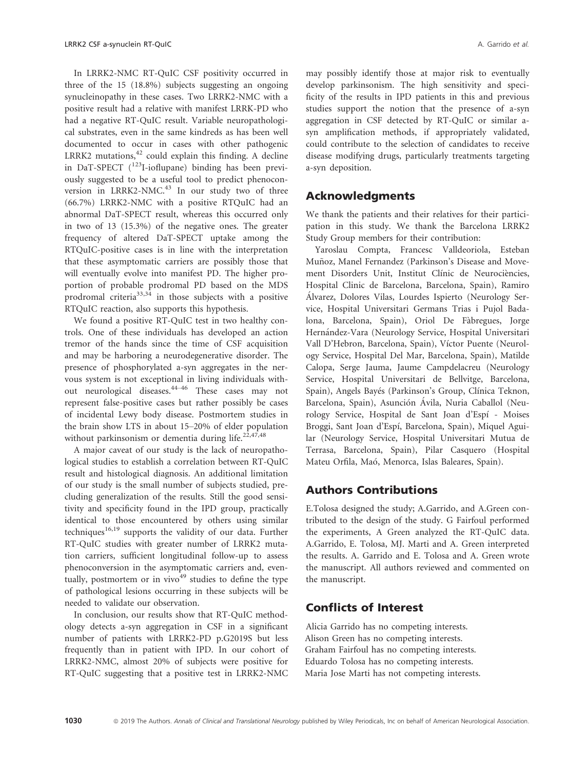In LRRK2-NMC RT-QuIC CSF positivity occurred in three of the 15 (18.8%) subjects suggesting an ongoing synucleinopathy in these cases. Two LRRK2-NMC with a positive result had a relative with manifest LRRK-PD who had a negative RT-QuIC result. Variable neuropathological substrates, even in the same kindreds as has been well documented to occur in cases with other pathogenic LRRK2 mutations,[42] could explain this finding. A decline in DaT-SPECT ($^{123}$I-ioflupane) binding has been previously suggested to be a useful tool to predict phenoconversion in LRRK2-NMC.[43] In our study two of three (66.7%) LRRK2-NMC with a positive RTQuIC had an abnormal DaT-SPECT result, whereas this occurred only in two of 13 (15.3%) of the negative ones. The greater frequency of altered DaT-SPECT uptake among the RTQuIC-positive cases is in line with the interpretation that these asymptomatic carriers are possibly those that will eventually evolve into manifest PD. The higher proportion of probable prodromal PD based on the MDS prodromal criteria[33,34] in those subjects with a positive RTQuIC reaction, also supports this hypothesis.

We found a positive RT-QuIC test in two healthy controls. One of these individuals has developed an action tremor of the hands since the time of CSF acquisition and may be harboring a neurodegenerative disorder. The presence of phosphorylated a-syn aggregates in the nervous system is not exceptional in living individuals without neurological diseases.[44–46] These cases may not represent false-positive cases but rather possibly be cases of incidental Lewy body disease. Postmortem studies in the brain show LTS in about 15–20% of elder population without parkinsonism or dementia during life.[22,47,48]

A major caveat of our study is the lack of neuropathological studies to establish a correlation between RT-QuIC result and histological diagnosis. An additional limitation of our study is the small number of subjects studied, precluding generalization of the results. Still the good sensitivity and specificity found in the IPD group, practically identical to those encountered by others using similar techniques[16,19] supports the validity of our data. Further RT-QuIC studies with greater number of LRRK2 mutation carriers, sufficient longitudinal follow-up to assess phenoconversion in the asymptomatic carriers and, eventually, postmortem or in vivo[49] studies to define the type of pathological lesions occurring in these subjects will be needed to validate our observation.

In conclusion, our results show that RT-QuIC methodology detects a-syn aggregation in CSF in a significant number of patients with LRRK2-PD p.G2019S but less frequently than in patient with IPD. In our cohort of LRRK2-NMC, almost 20% of subjects were positive for RT-QuIC suggesting that a positive test in LRRK2-NMC may possibly identify those at major risk to eventually develop parkinsonism. The high sensitivity and specificity of the results in IPD patients in this and previous studies support the notion that the presence of a-syn aggregation in CSF detected by RT-QuIC or similar a-syn amplification methods, if appropriately validated, could contribute to the selection of candidates to receive disease modifying drugs, particularly treatments targeting a-syn deposition.

## Acknowledgments

We thank the patients and their relatives for their participation in this study. We thank the Barcelona LRRK2 Study Group members for their contribution:

Yaroslau Compta, Francesc Valldeoriola, Esteban Muñoz, Manel Fernandez (Parkinson's Disease and Movement Disorders Unit, Institut Clínic de Neurociències, Hospital Clinic de Barcelona, Barcelona, Spain), Ramiro Álvarez, Dolores Vilas, Lourdes Ispierto (Neurology Service, Hospital Universitari Germans Trias i Pujol Badalona, Barcelona, Spain), Oriol De Fàbregues, Jorge Hernández-Vara (Neurology Service, Hospital Universitari Vall D'Hebron, Barcelona, Spain), Víctor Puente (Neurology Service, Hospital Del Mar, Barcelona, Spain), Matilde Calopa, Serge Jauma, Jaume Campdelacreu (Neurology Service, Hospital Universitari de Bellvitge, Barcelona, Spain), Angels Bayés (Parkinson's Group, Clínica Teknon, Barcelona, Spain), Asunción Ávila, Nuria Caballol (Neurology Service, Hospital de Sant Joan d'Espí - Moises Broggi, Sant Joan d'Espí, Barcelona, Spain), Miquel Aguilar (Neurology Service, Hospital Universitari Mutua de Terrasa, Barcelona, Spain), Pilar Casquero (Hospital Mateu Orfila, Maó, Menorca, Islas Baleares, Spain).

## Authors Contributions

E.Tolosa designed the study; A.Garrido, and A.Green contributed to the design of the study. G Fairfoul performed the experiments, A Green analyzed the RT-QuIC data. A.Garrido, E. Tolosa, MJ. Marti and A. Green interpreted the results. A. Garrido and E. Tolosa and A. Green wrote the manuscript. All authors reviewed and commented on the manuscript.

## Conflicts of Interest

Alicia Garrido has no competing interests.
Alison Green has no competing interests.
Graham Fairfoul has no competing interests.
Eduardo Tolosa has no competing interests.
Maria Jose Marti has not competing interests.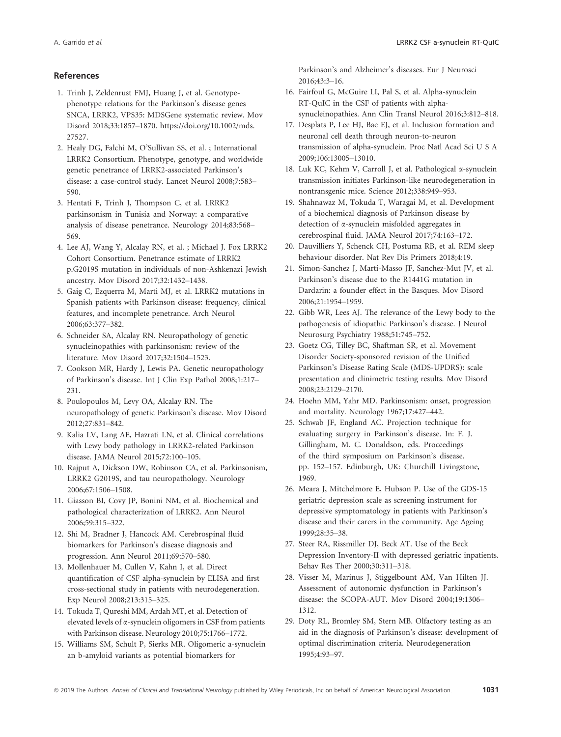## References

1. Trinh J, Zeldenrust FMJ, Huang J, et al. Genotype-phenotype relations for the Parkinson's disease genes SNCA, LRRK2, VPS35: MDSGene systematic review. Mov Disord 2018;33:1857–1870. https://doi.org/10.1002/mds.27527.
2. Healy DG, Falchi M, O'Sullivan SS, et al. ; International LRRK2 Consortium. Phenotype, genotype, and worldwide genetic penetrance of LRRK2-associated Parkinson's disease: a case-control study. Lancet Neurol 2008;7:583–590.
3. Hentati F, Trinh J, Thompson C, et al. LRRK2 parkinsonism in Tunisia and Norway: a comparative analysis of disease penetrance. Neurology 2014;83:568–569.
4. Lee AJ, Wang Y, Alcalay RN, et al. ; Michael J. Fox LRRK2 Cohort Consortium. Penetrance estimate of LRRK2 p.G2019S mutation in individuals of non-Ashkenazi Jewish ancestry. Mov Disord 2017;32:1432–1438.
5. Gaig C, Ezquerra M, Marti MJ, et al. LRRK2 mutations in Spanish patients with Parkinson disease: frequency, clinical features, and incomplete penetrance. Arch Neurol 2006;63:377–382.
6. Schneider SA, Alcalay RN. Neuropathology of genetic synucleinopathies with parkinsonism: review of the literature. Mov Disord 2017;32:1504–1523.
7. Cookson MR, Hardy J, Lewis PA. Genetic neuropathology of Parkinson's disease. Int J Clin Exp Pathol 2008;1:217–231.
8. Poulopoulos M, Levy OA, Alcalay RN. The neuropathology of genetic Parkinson's disease. Mov Disord 2012;27:831–842.
9. Kalia LV, Lang AE, Hazrati LN, et al. Clinical correlations with Lewy body pathology in LRRK2-related Parkinson disease. JAMA Neurol 2015;72:100–105.
10. Rajput A, Dickson DW, Robinson CA, et al. Parkinsonism, LRRK2 G2019S, and tau neuropathology. Neurology 2006;67:1506–1508.
11. Giasson BI, Covy JP, Bonini NM, et al. Biochemical and pathological characterization of LRRK2. Ann Neurol 2006;59:315–322.
12. Shi M, Bradner J, Hancock AM. Cerebrospinal fluid biomarkers for Parkinson's disease diagnosis and progression. Ann Neurol 2011;69:570–580.
13. Mollenhauer M, Cullen V, Kahn I, et al. Direct quantification of CSF alpha-synuclein by ELISA and first cross-sectional study in patients with neurodegeneration. Exp Neurol 2008;213:315–325.
14. Tokuda T, Qureshi MM, Ardah MT, et al. Detection of elevated levels of α-synuclein oligomers in CSF from patients with Parkinson disease. Neurology 2010;75:1766–1772.
15. Williams SM, Schult P, Sierks MR. Oligomeric a-synuclein an b-amyloid variants as potential biomarkers for Parkinson's and Alzheimer's diseases. Eur J Neurosci 2016;43:3–16.
16. Fairfoul G, McGuire LI, Pal S, et al. Alpha-synuclein RT-QuIC in the CSF of patients with alpha-synucleinopathies. Ann Clin Transl Neurol 2016;3:812–818.
17. Desplats P, Lee HJ, Bae EJ, et al. Inclusion formation and neuronal cell death through neuron-to-neuron transmission of alpha-synuclein. Proc Natl Acad Sci U S A 2009;106:13005–13010.
18. Luk KC, Kehm V, Carroll J, et al. Pathological α-synuclein transmission initiates Parkinson-like neurodegeneration in nontransgenic mice. Science 2012;338:949–953.
19. Shahnawaz M, Tokuda T, Waragai M, et al. Development of a biochemical diagnosis of Parkinson disease by detection of α-synuclein misfolded aggregates in cerebrospinal fluid. JAMA Neurol 2017;74:163–172.
20. Dauvilliers Y, Schenck CH, Postuma RB, et al. REM sleep behaviour disorder. Nat Rev Dis Primers 2018;4:19.
21. Simon-Sanchez J, Marti-Masso JF, Sanchez-Mut JV, et al. Parkinson's disease due to the R1441G mutation in Dardarin: a founder effect in the Basques. Mov Disord 2006;21:1954–1959.
22. Gibb WR, Lees AJ. The relevance of the Lewy body to the pathogenesis of idiopathic Parkinson's disease. J Neurol Neurosurg Psychiatry 1988;51:745–752.
23. Goetz CG, Tilley BC, Shaftman SR, et al. Movement Disorder Society-sponsored revision of the Unified Parkinson's Disease Rating Scale (MDS-UPDRS): scale presentation and clinimetric testing results. Mov Disord 2008;23:2129–2170.
24. Hoehn MM, Yahr MD. Parkinsonism: onset, progression and mortality. Neurology 1967;17:427–442.
25. Schwab JF, England AC. Projection technique for evaluating surgery in Parkinson's disease. In: F. J. Gillingham, M. C. Donaldson, eds. Proceedings of the third symposium on Parkinson's disease. pp. 152–157. Edinburgh, UK: Churchill Livingstone, 1969.
26. Meara J, Mitchelmore E, Hubson P. Use of the GDS-15 geriatric depression scale as screening instrument for depressive symptomatology in patients with Parkinson's disease and their carers in the community. Age Ageing 1999;28:35–38.
27. Steer RA, Rissmiller DJ, Beck AT. Use of the Beck Depression Inventory-II with depressed geriatric inpatients. Behav Res Ther 2000;30:311–318.
28. Visser M, Marinus J, Stiggelbount AM, Van Hilten JJ. Assessment of autonomic dysfunction in Parkinson's disease: the SCOPA-AUT. Mov Disord 2004;19:1306–1312.
29. Doty RL, Bromley SM, Stern MB. Olfactory testing as an aid in the diagnosis of Parkinson's disease: development of optimal discrimination criteria. Neurodegeneration 1995;4:93–97.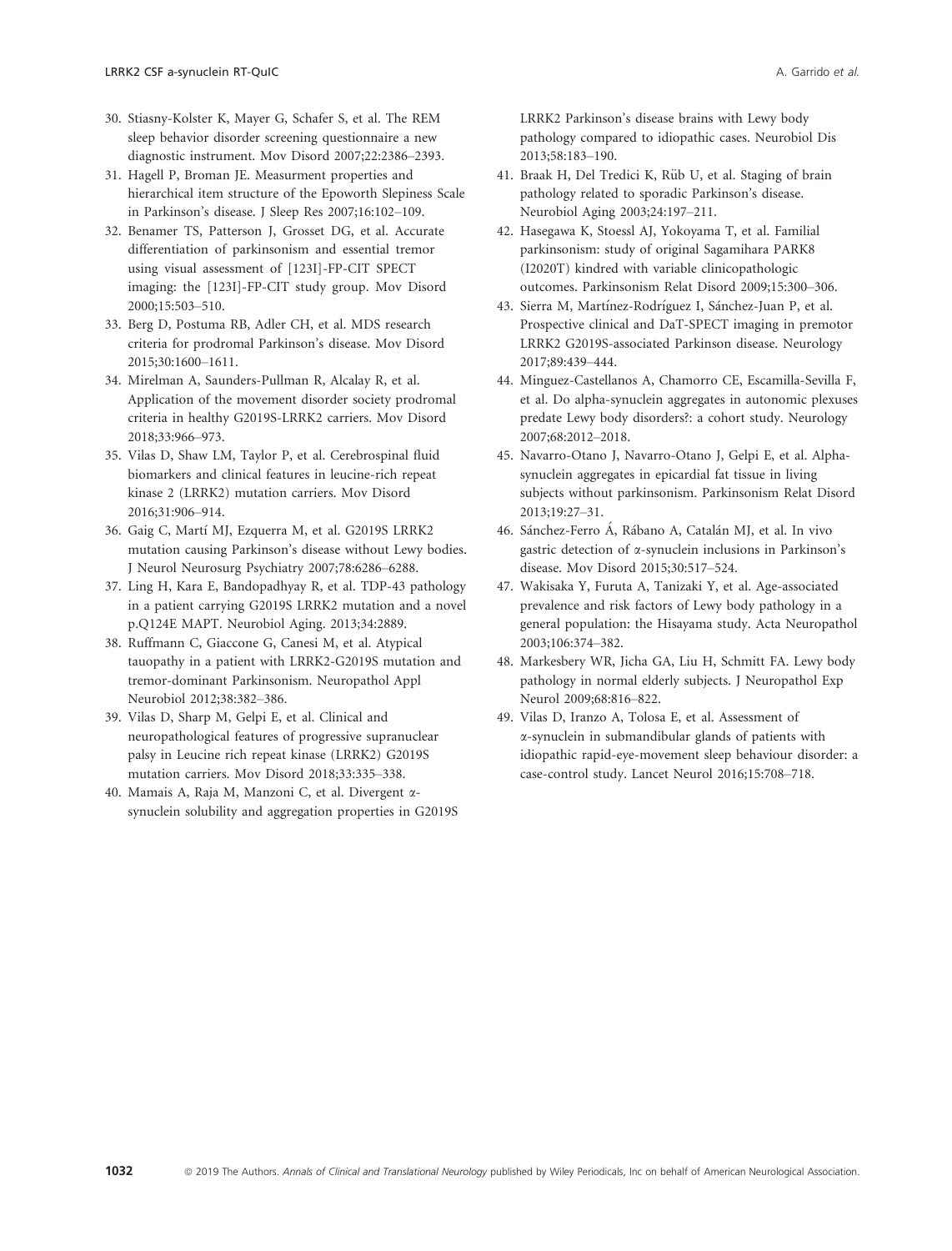30. Stiasny-Kolster K, Mayer G, Schafer S, et al. The REM sleep behavior disorder screening questionnaire a new diagnostic instrument. Mov Disord 2007;22:2386–2393.
31. Hagell P, Broman JE. Measurment properties and hierarchical item structure of the Epoworth Slepiness Scale in Parkinson's disease. J Sleep Res 2007;16:102–109.
32. Benamer TS, Patterson J, Grosset DG, et al. Accurate differentiation of parkinsonism and essential tremor using visual assessment of [123I]-FP-CIT SPECT imaging: the [123I]-FP-CIT study group. Mov Disord 2000;15:503–510.
33. Berg D, Postuma RB, Adler CH, et al. MDS research criteria for prodromal Parkinson's disease. Mov Disord 2015;30:1600–1611.
34. Mirelman A, Saunders-Pullman R, Alcalay R, et al. Application of the movement disorder society prodromal criteria in healthy G2019S-LRRK2 carriers. Mov Disord 2018;33:966–973.
35. Vilas D, Shaw LM, Taylor P, et al. Cerebrospinal fluid biomarkers and clinical features in leucine-rich repeat kinase 2 (LRRK2) mutation carriers. Mov Disord 2016;31:906–914.
36. Gaig C, Martí MJ, Ezquerra M, et al. G2019S LRRK2 mutation causing Parkinson's disease without Lewy bodies. J Neurol Neurosurg Psychiatry 2007;78:6286–6288.
37. Ling H, Kara E, Bandopadhyay R, et al. TDP-43 pathology in a patient carrying G2019S LRRK2 mutation and a novel p.Q124E MAPT. Neurobiol Aging. 2013;34:2889.
38. Ruffmann C, Giaccone G, Canesi M, et al. Atypical tauopathy in a patient with LRRK2-G2019S mutation and tremor-dominant Parkinsonism. Neuropathol Appl Neurobiol 2012;38:382–386.
39. Vilas D, Sharp M, Gelpi E, et al. Clinical and neuropathological features of progressive supranuclear palsy in Leucine rich repeat kinase (LRRK2) G2019S mutation carriers. Mov Disord 2018;33:335–338.
40. Mamais A, Raja M, Manzoni C, et al. Divergent α-synuclein solubility and aggregation properties in G2019S LRRK2 Parkinson's disease brains with Lewy body pathology compared to idiopathic cases. Neurobiol Dis 2013;58:183–190.
41. Braak H, Del Tredici K, Rüb U, et al. Staging of brain pathology related to sporadic Parkinson's disease. Neurobiol Aging 2003;24:197–211.
42. Hasegawa K, Stoessl AJ, Yokoyama T, et al. Familial parkinsonism: study of original Sagamihara PARK8 (I2020T) kindred with variable clinicopathologic outcomes. Parkinsonism Relat Disord 2009;15:300–306.
43. Sierra M, Martínez-Rodríguez I, Sánchez-Juan P, et al. Prospective clinical and DaT-SPECT imaging in premotor LRRK2 G2019S-associated Parkinson disease. Neurology 2017;89:439–444.
44. Minguez-Castellanos A, Chamorro CE, Escamilla-Sevilla F, et al. Do alpha-synuclein aggregates in autonomic plexuses predate Lewy body disorders?: a cohort study. Neurology 2007;68:2012–2018.
45. Navarro-Otano J, Navarro-Otano J, Gelpi E, et al. Alpha-synuclein aggregates in epicardial fat tissue in living subjects without parkinsonism. Parkinsonism Relat Disord 2013;19:27–31.
46. Sánchez-Ferro Á, Rábano A, Catalán MJ, et al. In vivo gastric detection of α-synuclein inclusions in Parkinson's disease. Mov Disord 2015;30:517–524.
47. Wakisaka Y, Furuta A, Tanizaki Y, et al. Age-associated prevalence and risk factors of Lewy body pathology in a general population: the Hisayama study. Acta Neuropathol 2003;106:374–382.
48. Markesbery WR, Jicha GA, Liu H, Schmitt FA. Lewy body pathology in normal elderly subjects. J Neuropathol Exp Neurol 2009;68:816–822.
49. Vilas D, Iranzo A, Tolosa E, et al. Assessment of α-synuclein in submandibular glands of patients with idiopathic rapid-eye-movement sleep behaviour disorder: a case-control study. Lancet Neurol 2016;15:708–718.